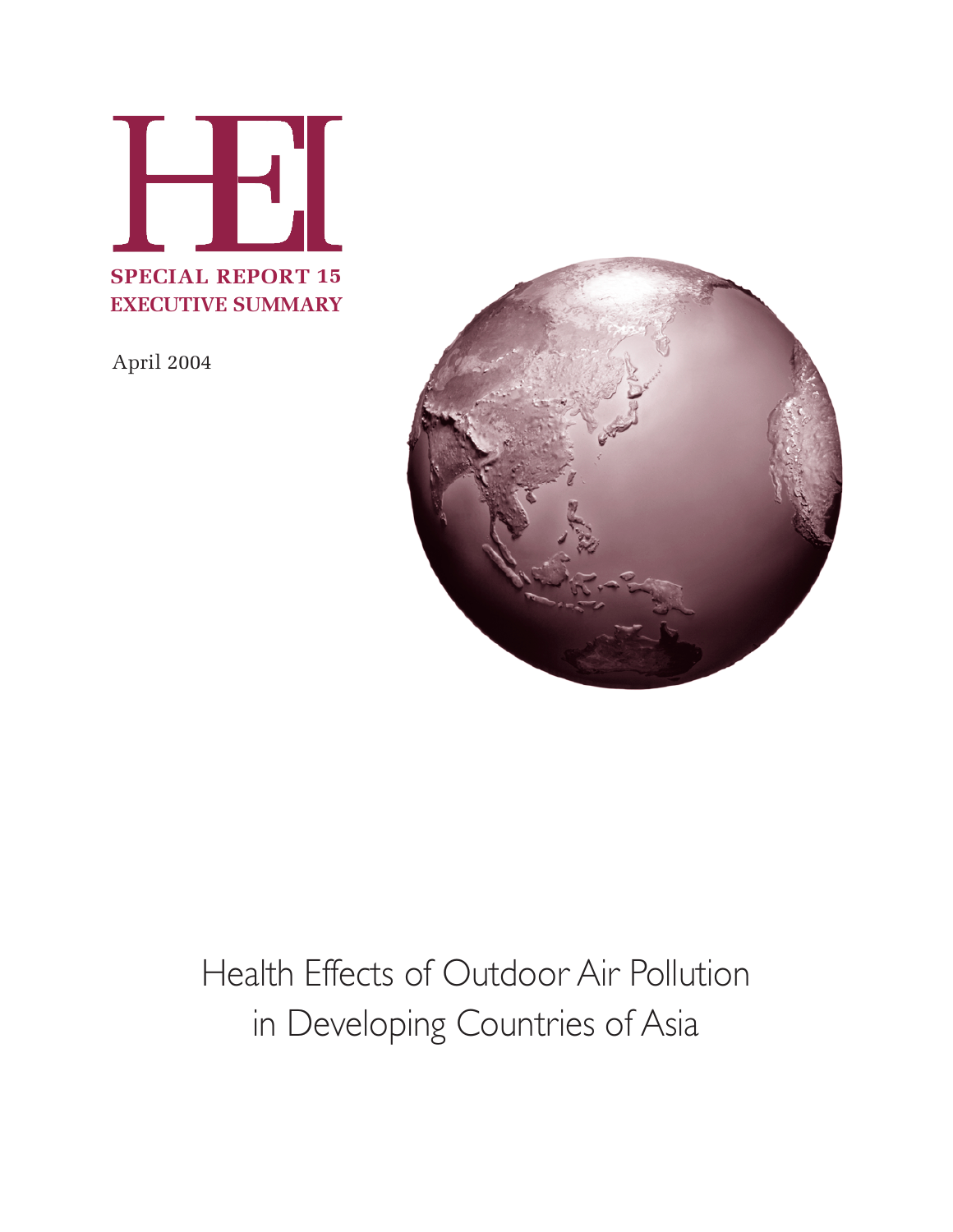# HEI

**SPECIAL REPORT 15**
**EXECUTIVE SUMMARY**

April 2004

# Health Effects of Outdoor Air Pollution in Developing Countries of Asia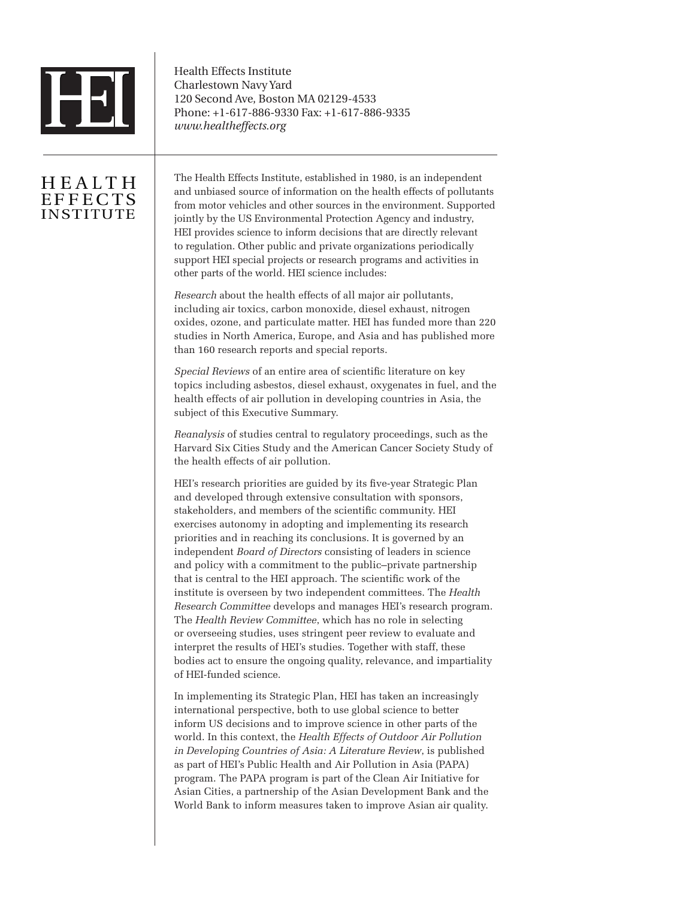Health Effects Institute
Charlestown Navy Yard
120 Second Ave, Boston MA 02129-4533
Phone: +1-617-886-9330 Fax: +1-617-886-9335
*www.healtheffects.org*

# HEALTH EFFECTS INSTITUTE

The Health Effects Institute, established in 1980, is an independent and unbiased source of information on the health effects of pollutants from motor vehicles and other sources in the environment. Supported jointly by the US Environmental Protection Agency and industry, HEI provides science to inform decisions that are directly relevant to regulation. Other public and private organizations periodically support HEI special projects or research programs and activities in other parts of the world. HEI science includes:

*Research* about the health effects of all major air pollutants, including air toxics, carbon monoxide, diesel exhaust, nitrogen oxides, ozone, and particulate matter. HEI has funded more than 220 studies in North America, Europe, and Asia and has published more than 160 research reports and special reports.

*Special Reviews* of an entire area of scientific literature on key topics including asbestos, diesel exhaust, oxygenates in fuel, and the health effects of air pollution in developing countries in Asia, the subject of this Executive Summary.

*Reanalysis* of studies central to regulatory proceedings, such as the Harvard Six Cities Study and the American Cancer Society Study of the health effects of air pollution.

HEI's research priorities are guided by its five-year Strategic Plan and developed through extensive consultation with sponsors, stakeholders, and members of the scientific community. HEI exercises autonomy in adopting and implementing its research priorities and in reaching its conclusions. It is governed by an independent *Board of Directors* consisting of leaders in science and policy with a commitment to the public–private partnership that is central to the HEI approach. The scientific work of the institute is overseen by two independent committees. The *Health Research Committee* develops and manages HEI's research program. The *Health Review Committee*, which has no role in selecting or overseeing studies, uses stringent peer review to evaluate and interpret the results of HEI's studies. Together with staff, these bodies act to ensure the ongoing quality, relevance, and impartiality of HEI-funded science.

In implementing its Strategic Plan, HEI has taken an increasingly international perspective, both to use global science to better inform US decisions and to improve science in other parts of the world. In this context, the *Health Effects of Outdoor Air Pollution in Developing Countries of Asia: A Literature Review*, is published as part of HEI's Public Health and Air Pollution in Asia (PAPA) program. The PAPA program is part of the Clean Air Initiative for Asian Cities, a partnership of the Asian Development Bank and the World Bank to inform measures taken to improve Asian air quality.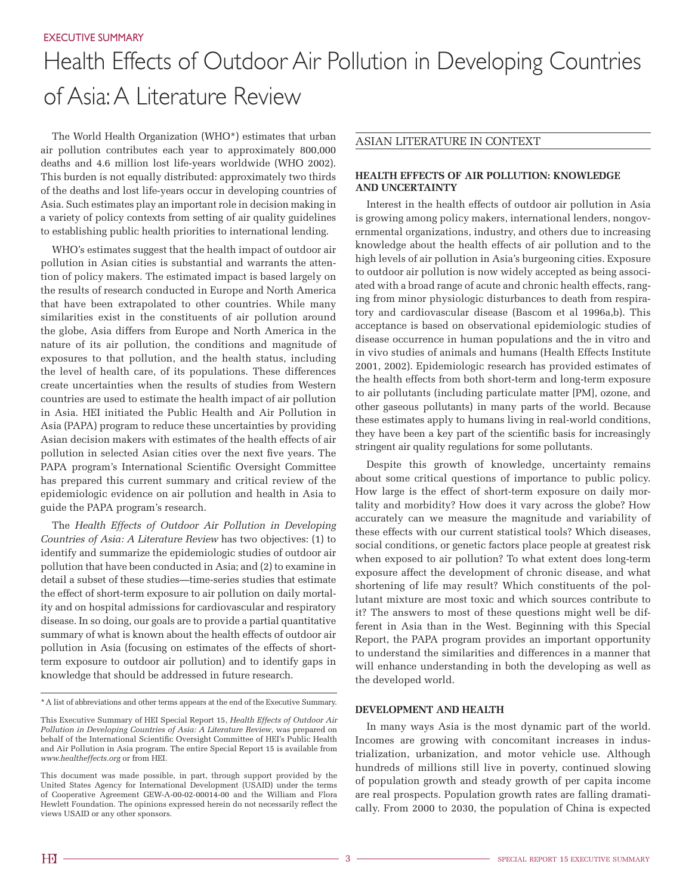EXECUTIVE SUMMARY

# Health Effects of Outdoor Air Pollution in Developing Countries of Asia: A Literature Review

The World Health Organization (WHO*) estimates that urban air pollution contributes each year to approximately 800,000 deaths and 4.6 million lost life-years worldwide (WHO 2002). This burden is not equally distributed: approximately two thirds of the deaths and lost life-years occur in developing countries of Asia. Such estimates play an important role in decision making in a variety of policy contexts from setting of air quality guidelines to establishing public health priorities to international lending.

WHO's estimates suggest that the health impact of outdoor air pollution in Asian cities is substantial and warrants the attention of policy makers. The estimated impact is based largely on the results of research conducted in Europe and North America that have been extrapolated to other countries. While many similarities exist in the constituents of air pollution around the globe, Asia differs from Europe and North America in the nature of its air pollution, the conditions and magnitude of exposures to that pollution, and the health status, including the level of health care, of its populations. These differences create uncertainties when the results of studies from Western countries are used to estimate the health impact of air pollution in Asia. HEI initiated the Public Health and Air Pollution in Asia (PAPA) program to reduce these uncertainties by providing Asian decision makers with estimates of the health effects of air pollution in selected Asian cities over the next five years. The PAPA program's International Scientific Oversight Committee has prepared this current summary and critical review of the epidemiologic evidence on air pollution and health in Asia to guide the PAPA program's research.

The *Health Effects of Outdoor Air Pollution in Developing Countries of Asia: A Literature Review* has two objectives: (1) to identify and summarize the epidemiologic studies of outdoor air pollution that have been conducted in Asia; and (2) to examine in detail a subset of these studies—time-series studies that estimate the effect of short-term exposure to air pollution on daily mortality and on hospital admissions for cardiovascular and respiratory disease. In so doing, our goals are to provide a partial quantitative summary of what is known about the health effects of outdoor air pollution in Asia (focusing on estimates of the effects of short-term exposure to outdoor air pollution) and to identify gaps in knowledge that should be addressed in future research.

\* A list of abbreviations and other terms appears at the end of the Executive Summary.

This Executive Summary of HEI Special Report 15, *Health Effects of Outdoor Air Pollution in Developing Countries of Asia: A Literature Review*, was prepared on behalf of the International Scientific Oversight Committee of HEI's Public Health and Air Pollution in Asia program. The entire Special Report 15 is available from *www.healtheffects.org* or from HEI.

This document was made possible, in part, through support provided by the United States Agency for International Development (USAID) under the terms of Cooperative Agreement GEW-A-00-02-00014-00 and the William and Flora Hewlett Foundation. The opinions expressed herein do not necessarily reflect the views USAID or any other sponsors.

## ASIAN LITERATURE IN CONTEXT

### HEALTH EFFECTS OF AIR POLLUTION: KNOWLEDGE AND UNCERTAINTY

Interest in the health effects of outdoor air pollution in Asia is growing among policy makers, international lenders, nongovernmental organizations, industry, and others due to increasing knowledge about the health effects of air pollution and to the high levels of air pollution in Asia's burgeoning cities. Exposure to outdoor air pollution is now widely accepted as being associated with a broad range of acute and chronic health effects, ranging from minor physiologic disturbances to death from respiratory and cardiovascular disease (Bascom et al 1996a,b). This acceptance is based on observational epidemiologic studies of disease occurrence in human populations and the in vitro and in vivo studies of animals and humans (Health Effects Institute 2001, 2002). Epidemiologic research has provided estimates of the health effects from both short-term and long-term exposure to air pollutants (including particulate matter [PM], ozone, and other gaseous pollutants) in many parts of the world. Because these estimates apply to humans living in real-world conditions, they have been a key part of the scientific basis for increasingly stringent air quality regulations for some pollutants.

Despite this growth of knowledge, uncertainty remains about some critical questions of importance to public policy. How large is the effect of short-term exposure on daily mortality and morbidity? How does it vary across the globe? How accurately can we measure the magnitude and variability of these effects with our current statistical tools? Which diseases, social conditions, or genetic factors place people at greatest risk when exposed to air pollution? To what extent does long-term exposure affect the development of chronic disease, and what shortening of life may result? Which constituents of the pollutant mixture are most toxic and which sources contribute to it? The answers to most of these questions might well be different in Asia than in the West. Beginning with this Special Report, the PAPA program provides an important opportunity to understand the similarities and differences in a manner that will enhance understanding in both the developing as well as the developed world.

### DEVELOPMENT AND HEALTH

In many ways Asia is the most dynamic part of the world. Incomes are growing with concomitant increases in industrialization, urbanization, and motor vehicle use. Although hundreds of millions still live in poverty, continued slowing of population growth and steady growth of per capita income are real prospects. Population growth rates are falling dramatically. From 2000 to 2030, the population of China is expected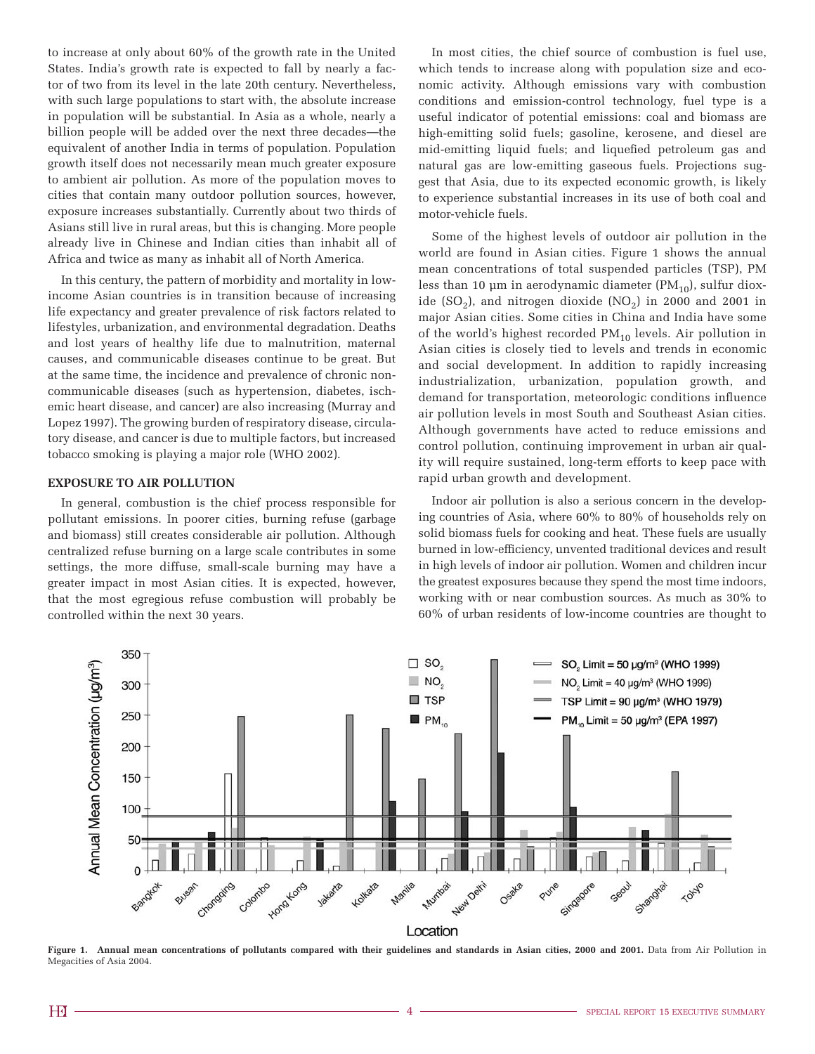to increase at only about 60% of the growth rate in the United States. India's growth rate is expected to fall by nearly a factor of two from its level in the late 20th century. Nevertheless, with such large populations to start with, the absolute increase in population will be substantial. In Asia as a whole, nearly a billion people will be added over the next three decades—the equivalent of another India in terms of population. Population growth itself does not necessarily mean much greater exposure to ambient air pollution. As more of the population moves to cities that contain many outdoor pollution sources, however, exposure increases substantially. Currently about two thirds of Asians still live in rural areas, but this is changing. More people already live in Chinese and Indian cities than inhabit all of Africa and twice as many as inhabit all of North America.

In this century, the pattern of morbidity and mortality in low-income Asian countries is in transition because of increasing life expectancy and greater prevalence of risk factors related to lifestyles, urbanization, and environmental degradation. Deaths and lost years of healthy life due to malnutrition, maternal causes, and communicable diseases continue to be great. But at the same time, the incidence and prevalence of chronic non-communicable diseases (such as hypertension, diabetes, ischemic heart disease, and cancer) are also increasing (Murray and Lopez 1997). The growing burden of respiratory disease, circulatory disease, and cancer is due to multiple factors, but increased tobacco smoking is playing a major role (WHO 2002).

## EXPOSURE TO AIR POLLUTION

In general, combustion is the chief process responsible for pollutant emissions. In poorer cities, burning refuse (garbage and biomass) still creates considerable air pollution. Although centralized refuse burning on a large scale contributes in some settings, the more diffuse, small-scale burning may have a greater impact in most Asian cities. It is expected, however, that the most egregious refuse combustion will probably be controlled within the next 30 years.

In most cities, the chief source of combustion is fuel use, which tends to increase along with population size and economic activity. Although emissions vary with combustion conditions and emission-control technology, fuel type is a useful indicator of potential emissions: coal and biomass are high-emitting solid fuels; gasoline, kerosene, and diesel are mid-emitting liquid fuels; and liquefied petroleum gas and natural gas are low-emitting gaseous fuels. Projections suggest that Asia, due to its expected economic growth, is likely to experience substantial increases in its use of both coal and motor-vehicle fuels.

Some of the highest levels of outdoor air pollution in the world are found in Asian cities. Figure 1 shows the annual mean concentrations of total suspended particles (TSP), PM less than 10 µm in aerodynamic diameter ($PM_{10}$), sulfur dioxide ($SO_2$), and nitrogen dioxide ($NO_2$) in 2000 and 2001 in major Asian cities. Some cities in China and India have some of the world's highest recorded $PM_{10}$ levels. Air pollution in Asian cities is closely tied to levels and trends in economic and social development. In addition to rapidly increasing industrialization, urbanization, population growth, and demand for transportation, meteorologic conditions influence air pollution levels in most South and Southeast Asian cities. Although governments have acted to reduce emissions and control pollution, continuing improvement in urban air quality will require sustained, long-term efforts to keep pace with rapid urban growth and development.

Indoor air pollution is also a serious concern in the developing countries of Asia, where 60% to 80% of households rely on solid biomass fuels for cooking and heat. These fuels are usually burned in low-efficiency, unvented traditional devices and result in high levels of indoor air pollution. Women and children incur the greatest exposures because they spend the most time indoors, working with or near combustion sources. As much as 30% to 60% of urban residents of low-income countries are thought to

**Figure 1. Annual mean concentrations of pollutants compared with their guidelines and standards in Asian cities, 2000 and 2001.** Data from Air Pollution in Megacities of Asia 2004.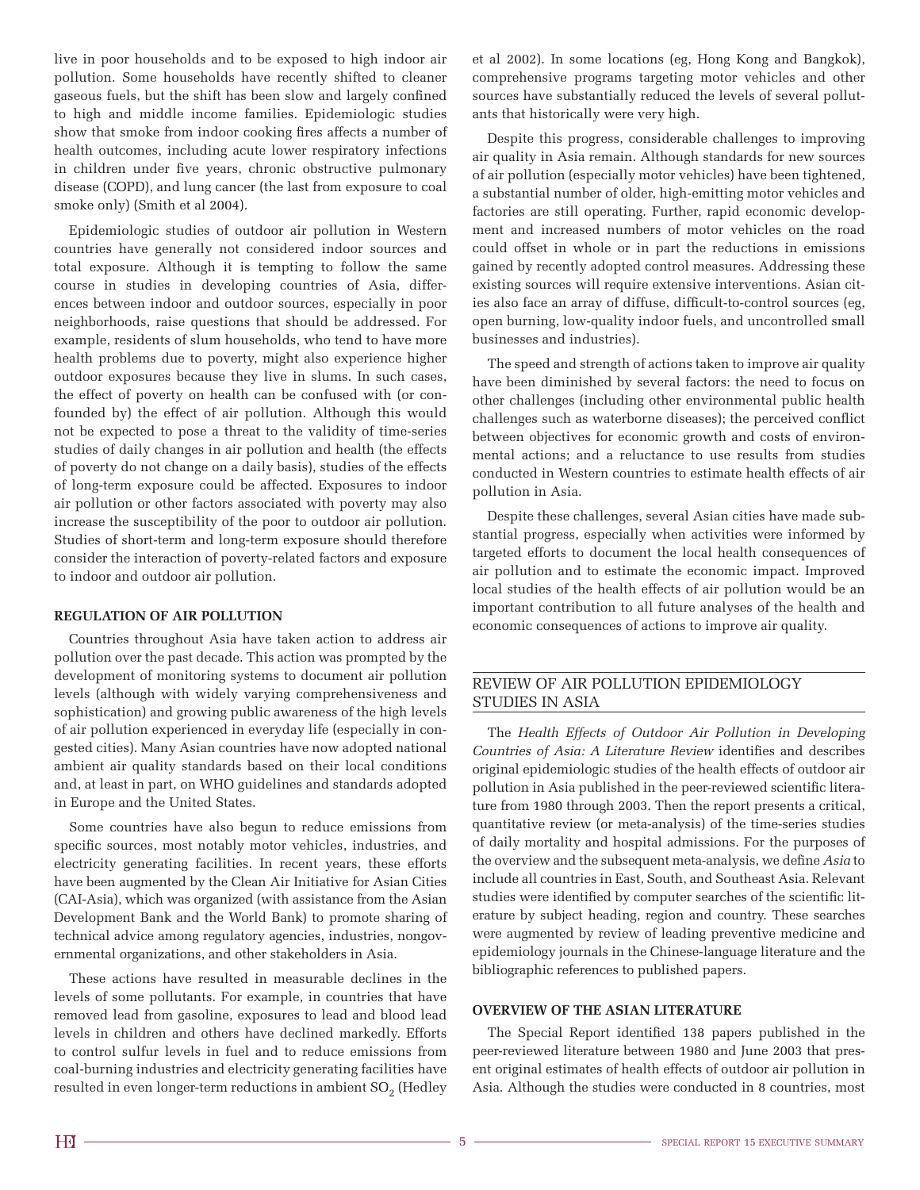live in poor households and to be exposed to high indoor air pollution. Some households have recently shifted to cleaner gaseous fuels, but the shift has been slow and largely confined to high and middle income families. Epidemiologic studies show that smoke from indoor cooking fires affects a number of health outcomes, including acute lower respiratory infections in children under five years, chronic obstructive pulmonary disease (COPD), and lung cancer (the last from exposure to coal smoke only) (Smith et al 2004).

Epidemiologic studies of outdoor air pollution in Western countries have generally not considered indoor sources and total exposure. Although it is tempting to follow the same course in studies in developing countries of Asia, differences between indoor and outdoor sources, especially in poor neighborhoods, raise questions that should be addressed. For example, residents of slum households, who tend to have more health problems due to poverty, might also experience higher outdoor exposures because they live in slums. In such cases, the effect of poverty on health can be confused with (or confounded by) the effect of air pollution. Although this would not be expected to pose a threat to the validity of time-series studies of daily changes in air pollution and health (the effects of poverty do not change on a daily basis), studies of the effects of long-term exposure could be affected. Exposures to indoor air pollution or other factors associated with poverty may also increase the susceptibility of the poor to outdoor air pollution. Studies of short-term and long-term exposure should therefore consider the interaction of poverty-related factors and exposure to indoor and outdoor air pollution.

### REGULATION OF AIR POLLUTION

Countries throughout Asia have taken action to address air pollution over the past decade. This action was prompted by the development of monitoring systems to document air pollution levels (although with widely varying comprehensiveness and sophistication) and growing public awareness of the high levels of air pollution experienced in everyday life (especially in congested cities). Many Asian countries have now adopted national ambient air quality standards based on their local conditions and, at least in part, on WHO guidelines and standards adopted in Europe and the United States.

Some countries have also begun to reduce emissions from specific sources, most notably motor vehicles, industries, and electricity generating facilities. In recent years, these efforts have been augmented by the Clean Air Initiative for Asian Cities (CAI-Asia), which was organized (with assistance from the Asian Development Bank and the World Bank) to promote sharing of technical advice among regulatory agencies, industries, nongovernmental organizations, and other stakeholders in Asia.

These actions have resulted in measurable declines in the levels of some pollutants. For example, in countries that have removed lead from gasoline, exposures to lead and blood lead levels in children and others have declined markedly. Efforts to control sulfur levels in fuel and to reduce emissions from coal-burning industries and electricity generating facilities have resulted in even longer-term reductions in ambient $SO_2$ (Hedley et al 2002). In some locations (eg, Hong Kong and Bangkok), comprehensive programs targeting motor vehicles and other sources have substantially reduced the levels of several pollutants that historically were very high.

Despite this progress, considerable challenges to improving air quality in Asia remain. Although standards for new sources of air pollution (especially motor vehicles) have been tightened, a substantial number of older, high-emitting motor vehicles and factories are still operating. Further, rapid economic development and increased numbers of motor vehicles on the road could offset in whole or in part the reductions in emissions gained by recently adopted control measures. Addressing these existing sources will require extensive interventions. Asian cities also face an array of diffuse, difficult-to-control sources (eg, open burning, low-quality indoor fuels, and uncontrolled small businesses and industries).

The speed and strength of actions taken to improve air quality have been diminished by several factors: the need to focus on other challenges (including other environmental public health challenges such as waterborne diseases); the perceived conflict between objectives for economic growth and costs of environmental actions; and a reluctance to use results from studies conducted in Western countries to estimate health effects of air pollution in Asia.

Despite these challenges, several Asian cities have made substantial progress, especially when activities were informed by targeted efforts to document the local health consequences of air pollution and to estimate the economic impact. Improved local studies of the health effects of air pollution would be an important contribution to all future analyses of the health and economic consequences of actions to improve air quality.

## REVIEW OF AIR POLLUTION EPIDEMIOLOGY STUDIES IN ASIA

The *Health Effects of Outdoor Air Pollution in Developing Countries of Asia: A Literature Review* identifies and describes original epidemiologic studies of the health effects of outdoor air pollution in Asia published in the peer-reviewed scientific literature from 1980 through 2003. Then the report presents a critical, quantitative review (or meta-analysis) of the time-series studies of daily mortality and hospital admissions. For the purposes of the overview and the subsequent meta-analysis, we define *Asia* to include all countries in East, South, and Southeast Asia. Relevant studies were identified by computer searches of the scientific literature by subject heading, region and country. These searches were augmented by review of leading preventive medicine and epidemiology journals in the Chinese-language literature and the bibliographic references to published papers.

### OVERVIEW OF THE ASIAN LITERATURE

The Special Report identified 138 papers published in the peer-reviewed literature between 1980 and June 2003 that present original estimates of health effects of outdoor air pollution in Asia. Although the studies were conducted in 8 countries, most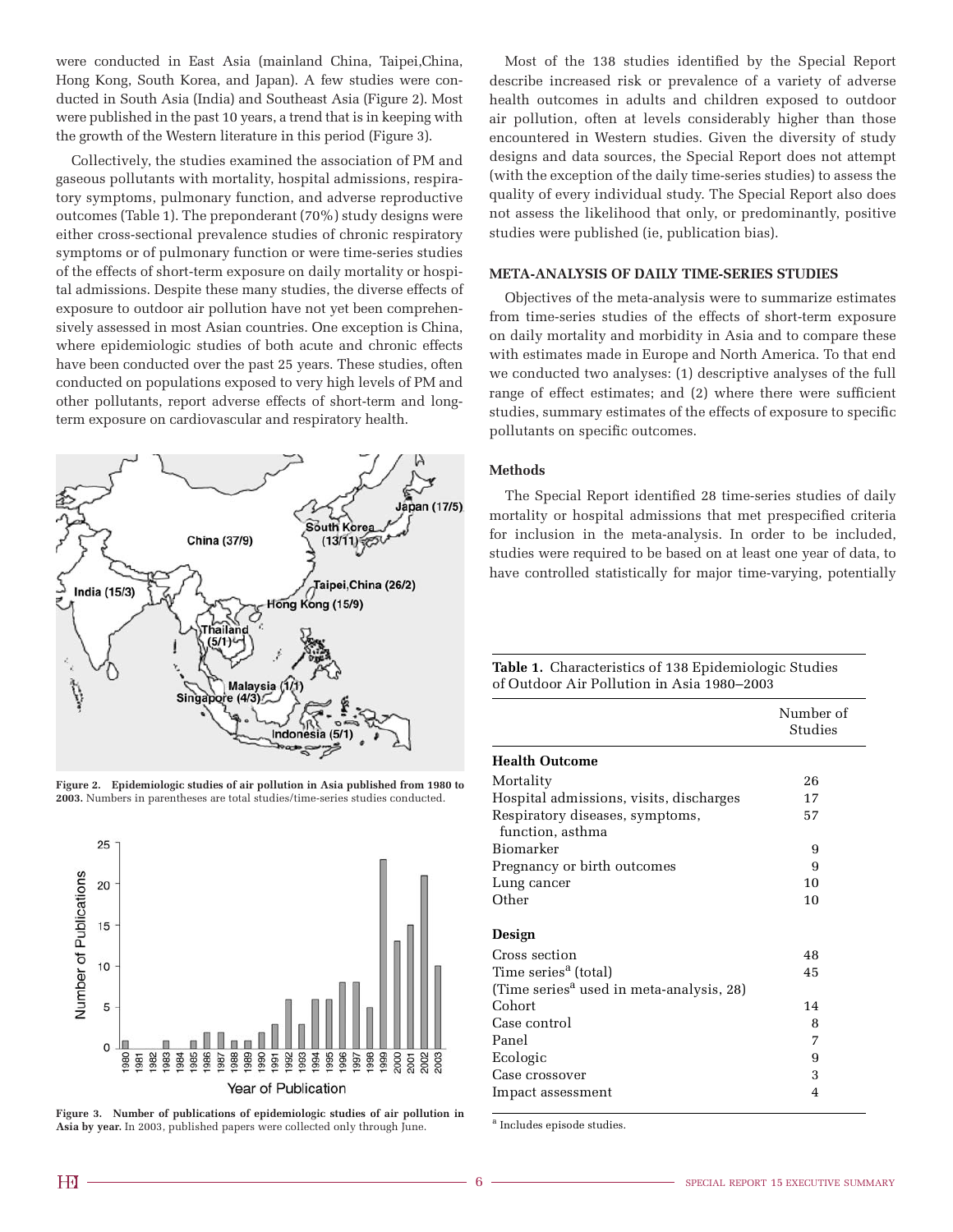were conducted in East Asia (mainland China, Taipei,China, Hong Kong, South Korea, and Japan). A few studies were conducted in South Asia (India) and Southeast Asia (Figure 2). Most were published in the past 10 years, a trend that is in keeping with the growth of the Western literature in this period (Figure 3).

Collectively, the studies examined the association of PM and gaseous pollutants with mortality, hospital admissions, respiratory symptoms, pulmonary function, and adverse reproductive outcomes (Table 1). The preponderant (70%) study designs were either cross-sectional prevalence studies of chronic respiratory symptoms or of pulmonary function or were time-series studies of the effects of short-term exposure on daily mortality or hospital admissions. Despite these many studies, the diverse effects of exposure to outdoor air pollution have not yet been comprehensively assessed in most Asian countries. One exception is China, where epidemiologic studies of both acute and chronic effects have been conducted over the past 25 years. These studies, often conducted on populations exposed to very high levels of PM and other pollutants, report adverse effects of short-term and long-term exposure on cardiovascular and respiratory health.

**Figure 2. Epidemiologic studies of air pollution in Asia published from 1980 to 2003.** Numbers in parentheses are total studies/time-series studies conducted.

**Figure 3. Number of publications of epidemiologic studies of air pollution in Asia by year.** In 2003, published papers were collected only through June.

Most of the 138 studies identified by the Special Report describe increased risk or prevalence of a variety of adverse health outcomes in adults and children exposed to outdoor air pollution, often at levels considerably higher than those encountered in Western studies. Given the diversity of study designs and data sources, the Special Report does not attempt (with the exception of the daily time-series studies) to assess the quality of every individual study. The Special Report also does not assess the likelihood that only, or predominantly, positive studies were published (ie, publication bias).

## META-ANALYSIS OF DAILY TIME-SERIES STUDIES

Objectives of the meta-analysis were to summarize estimates from time-series studies of the effects of short-term exposure on daily mortality and morbidity in Asia and to compare these with estimates made in Europe and North America. To that end we conducted two analyses: (1) descriptive analyses of the full range of effect estimates; and (2) where there were sufficient studies, summary estimates of the effects of exposure to specific pollutants on specific outcomes.

### Methods

The Special Report identified 28 time-series studies of daily mortality or hospital admissions that met prespecified criteria for inclusion in the meta-analysis. In order to be included, studies were required to be based on at least one year of data, to have controlled statistically for major time-varying, potentially

**Table 1.** Characteristics of 138 Epidemiologic Studies of Outdoor Air Pollution in Asia 1980–2003

| | Number of Studies |
|---|---|
| **Health Outcome** | |
| Mortality | 26 |
| Hospital admissions, visits, discharges | 17 |
| Respiratory diseases, symptoms, function, asthma | 57 |
| Biomarker | 9 |
| Pregnancy or birth outcomes | 9 |
| Lung cancer | 10 |
| Other | 10 |
| **Design** | |
| Cross section | 48 |
| Time series[a] (total) | 45 |
| (Time series[a] used in meta-analysis, 28) | |
| Cohort | 14 |
| Case control | 8 |
| Panel | 7 |
| Ecologic | 9 |
| Case crossover | 3 |
| Impact assessment | 4 |

[a] Includes episode studies.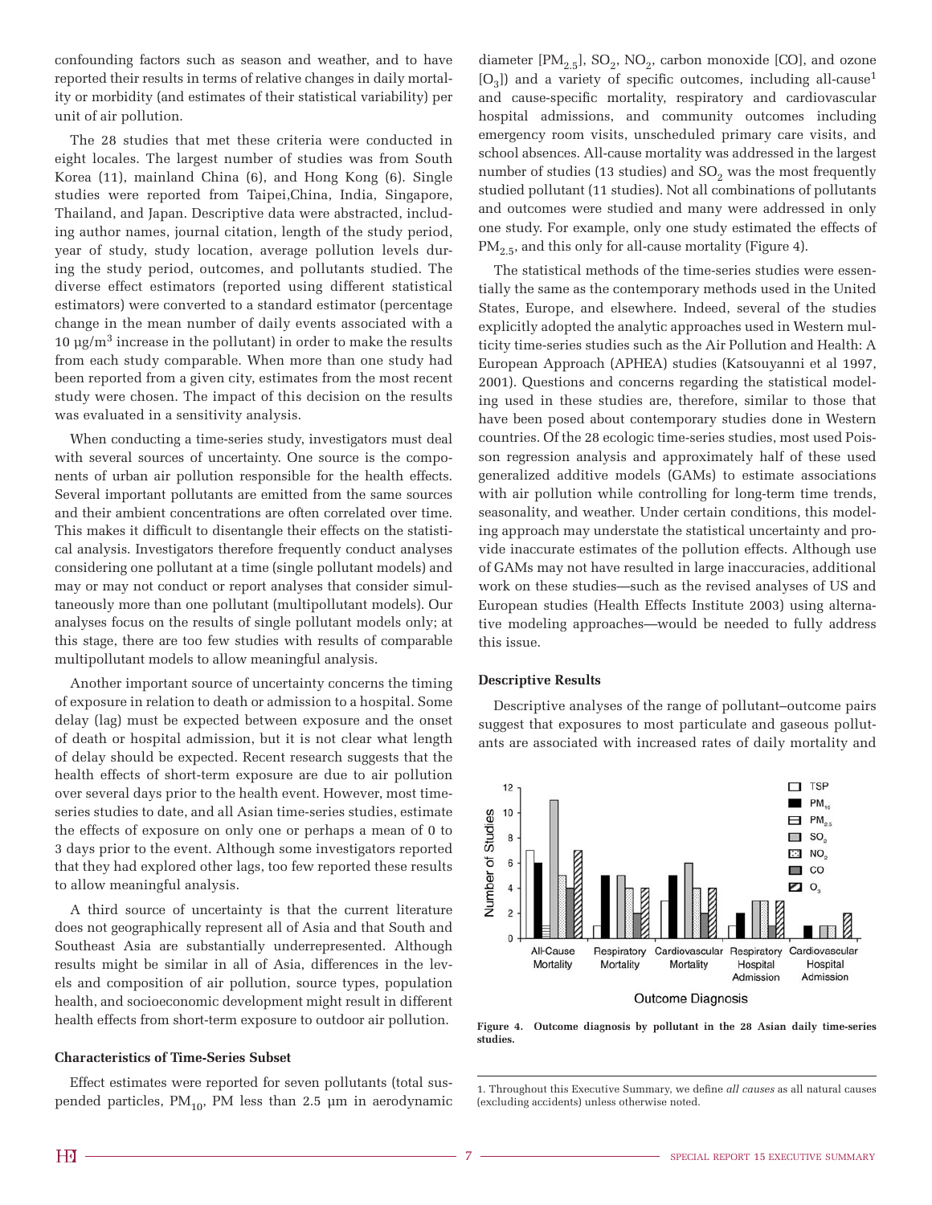confounding factors such as season and weather, and to have reported their results in terms of relative changes in daily mortality or morbidity (and estimates of their statistical variability) per unit of air pollution.

The 28 studies that met these criteria were conducted in eight locales. The largest number of studies was from South Korea (11), mainland China (6), and Hong Kong (6). Single studies were reported from Taipei,China, India, Singapore, Thailand, and Japan. Descriptive data were abstracted, including author names, journal citation, length of the study period, year of study, study location, average pollution levels during the study period, outcomes, and pollutants studied. The diverse effect estimators (reported using different statistical estimators) were converted to a standard estimator (percentage change in the mean number of daily events associated with a 10 µg/m$^3$ increase in the pollutant) in order to make the results from each study comparable. When more than one study had been reported from a given city, estimates from the most recent study were chosen. The impact of this decision on the results was evaluated in a sensitivity analysis.

When conducting a time-series study, investigators must deal with several sources of uncertainty. One source is the components of urban air pollution responsible for the health effects. Several important pollutants are emitted from the same sources and their ambient concentrations are often correlated over time. This makes it difficult to disentangle their effects on the statistical analysis. Investigators therefore frequently conduct analyses considering one pollutant at a time (single pollutant models) and may or may not conduct or report analyses that consider simultaneously more than one pollutant (multipollutant models). Our analyses focus on the results of single pollutant models only; at this stage, there are too few studies with results of comparable multipollutant models to allow meaningful analysis.

Another important source of uncertainty concerns the timing of exposure in relation to death or admission to a hospital. Some delay (lag) must be expected between exposure and the onset of death or hospital admission, but it is not clear what length of delay should be expected. Recent research suggests that the health effects of short-term exposure are due to air pollution over several days prior to the health event. However, most time-series studies to date, and all Asian time-series studies, estimate the effects of exposure on only one or perhaps a mean of 0 to 3 days prior to the event. Although some investigators reported that they had explored other lags, too few reported these results to allow meaningful analysis.

A third source of uncertainty is that the current literature does not geographically represent all of Asia and that South and Southeast Asia are substantially underrepresented. Although results might be similar in all of Asia, differences in the levels and composition of air pollution, source types, population health, and socioeconomic development might result in different health effects from short-term exposure to outdoor air pollution.

#### Characteristics of Time-Series Subset

Effect estimates were reported for seven pollutants (total suspended particles, $PM_{10}$, PM less than 2.5 µm in aerodynamic diameter [$PM_{2.5}$], $SO_2$, $NO_2$, carbon monoxide [CO], and ozone [$O_3$]) and a variety of specific outcomes, including all-cause[1] and cause-specific mortality, respiratory and cardiovascular hospital admissions, and community outcomes including emergency room visits, unscheduled primary care visits, and school absences. All-cause mortality was addressed in the largest number of studies (13 studies) and $SO_2$ was the most frequently studied pollutant (11 studies). Not all combinations of pollutants and outcomes were studied and many were addressed in only one study. For example, only one study estimated the effects of $PM_{2.5}$, and this only for all-cause mortality (Figure 4).

The statistical methods of the time-series studies were essentially the same as the contemporary methods used in the United States, Europe, and elsewhere. Indeed, several of the studies explicitly adopted the analytic approaches used in Western multicity time-series studies such as the Air Pollution and Health: A European Approach (APHEA) studies (Katsouyanni et al 1997, 2001). Questions and concerns regarding the statistical modeling used in these studies are, therefore, similar to those that have been posed about contemporary studies done in Western countries. Of the 28 ecologic time-series studies, most used Poisson regression analysis and approximately half of these used generalized additive models (GAMs) to estimate associations with air pollution while controlling for long-term time trends, seasonality, and weather. Under certain conditions, this modeling approach may understate the statistical uncertainty and provide inaccurate estimates of the pollution effects. Although use of GAMs may not have resulted in large inaccuracies, additional work on these studies—such as the revised analyses of US and European studies (Health Effects Institute 2003) using alternative modeling approaches—would be needed to fully address this issue.

#### Descriptive Results

Descriptive analyses of the range of pollutant–outcome pairs suggest that exposures to most particulate and gaseous pollutants are associated with increased rates of daily mortality and

**Figure 4. Outcome diagnosis by pollutant in the 28 Asian daily time-series studies.**

1. Throughout this Executive Summary, we define *all causes* as all natural causes (excluding accidents) unless otherwise noted.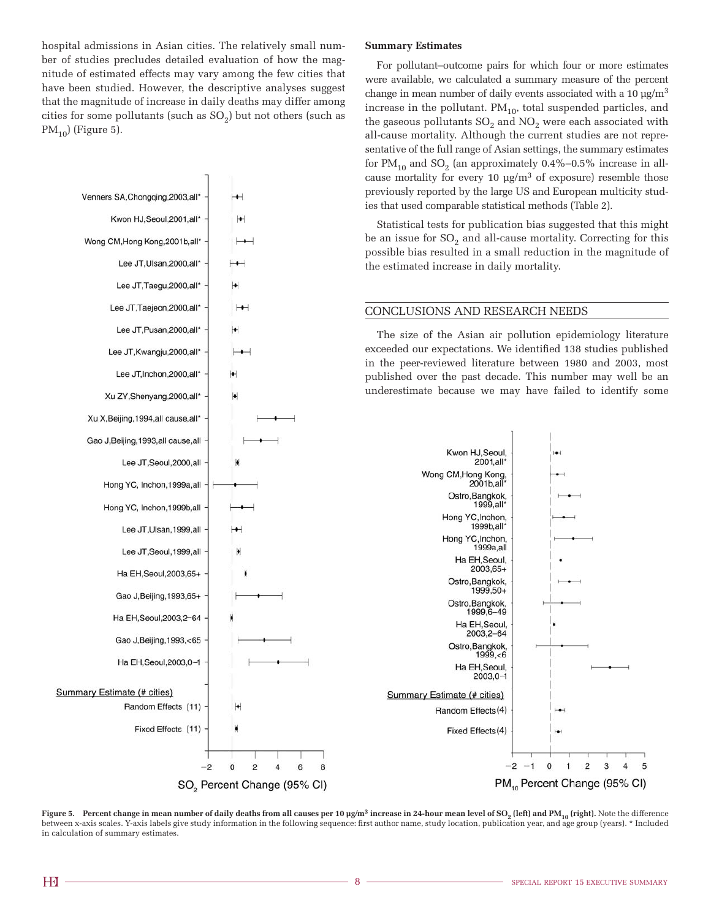hospital admissions in Asian cities. The relatively small number of studies precludes detailed evaluation of how the magnitude of estimated effects may vary among the few cities that have been studied. However, the descriptive analyses suggest that the magnitude of increase in daily deaths may differ among cities for some pollutants (such as $SO_2$) but not others (such as $PM_{10}$) (Figure 5).

**Figure 5. Percent change in mean number of daily deaths from all causes per 10 µg/m³ increase in 24-hour mean level of $SO_2$ (left) and $PM_{10}$ (right).** Note the difference between x-axis scales. Y-axis labels give study information in the following sequence: first author name, study location, publication year, and age group (years). * Included in calculation of summary estimates.

**Summary Estimates**

For pollutant–outcome pairs for which four or more estimates were available, we calculated a summary measure of the percent change in mean number of daily events associated with a 10 µg/m³ increase in the pollutant. $PM_{10}$, total suspended particles, and the gaseous pollutants $SO_2$ and $NO_2$ were each associated with all-cause mortality. Although the current studies are not representative of the full range of Asian settings, the summary estimates for $PM_{10}$ and $SO_2$ (an approximately 0.4%–0.5% increase in all-cause mortality for every 10 µg/m³ of exposure) resemble those previously reported by the large US and European multicity studies that used comparable statistical methods (Table 2).

Statistical tests for publication bias suggested that this might be an issue for $SO_2$ and all-cause mortality. Correcting for this possible bias resulted in a small reduction in the magnitude of the estimated increase in daily mortality.

## CONCLUSIONS AND RESEARCH NEEDS

The size of the Asian air pollution epidemiology literature exceeded our expectations. We identified 138 studies published in the peer-reviewed literature between 1980 and 2003, most published over the past decade. This number may well be an underestimate because we may have failed to identify some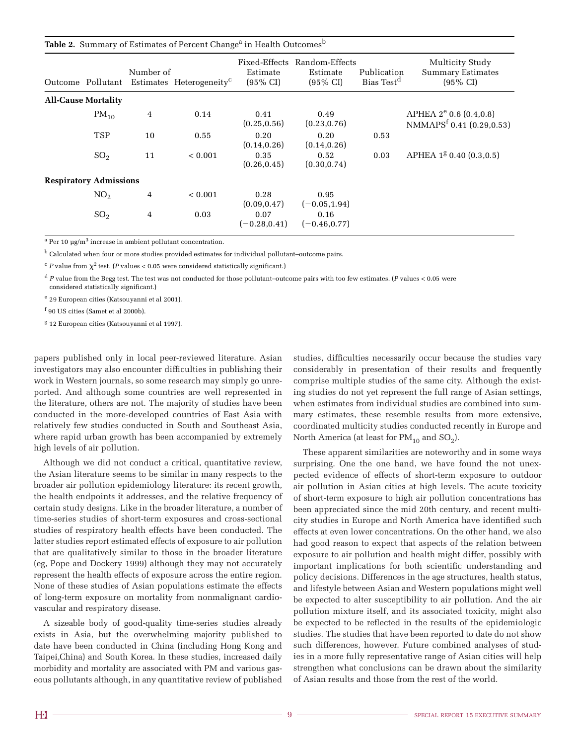**Table 2.** Summary of Estimates of Percent Change[a] in Health Outcomes[b]

| Outcome | Pollutant | Number of Estimates | Heterogeneity[c] | Fixed-Effects Estimate (95% CI) | Random-Effects Estimate (95% CI) | Publication Bias Test[d] | Multicity Study Summary Estimates (95% CI) |
|---|---|---|---|---|---|---|---|
| **All-Cause Mortality** | | | | | | | |
| | $PM_{10}$ | 4 | 0.14 | 0.41 (0.25,0.56) | 0.49 (0.23,0.76) | | APHEA 2[e] 0.6 (0.4,0.8) NMMAPS[f] 0.41 (0.29,0.53) |
| | TSP | 10 | 0.55 | 0.20 (0.14,0.26) | 0.20 (0.14,0.26) | 0.53 | |
| | $SO_2$ | 11 | < 0.001 | 0.35 (0.26,0.45) | 0.52 (0.30,0.74) | 0.03 | APHEA 1[g] 0.40 (0.3,0.5) |
| **Respiratory Admissions** | | | | | | | |
| | $NO_2$ | 4 | < 0.001 | 0.28 (0.09,0.47) | 0.95 (−0.05,1.94) | | |
| | $SO_2$ | 4 | 0.03 | 0.07 (−0.28,0.41) | 0.16 (−0.46,0.77) | | |

[a] Per 10 µg/m$^3$ increase in ambient pollutant concentration.

[b] Calculated when four or more studies provided estimates for individual pollutant–outcome pairs.

[c] *P* value from $\chi^2$ test. (*P* values < 0.05 were considered statistically significant.)

[d] *P* value from the Begg test. The test was not conducted for those pollutant–outcome pairs with too few estimates. (*P* values < 0.05 were considered statistically significant.)

[e] 29 European cities (Katsouyanni et al 2001).

[f] 90 US cities (Samet et al 2000b).

[g] 12 European cities (Katsouyanni et al 1997).

papers published only in local peer-reviewed literature. Asian investigators may also encounter difficulties in publishing their work in Western journals, so some research may simply go unreported. And although some countries are well represented in the literature, others are not. The majority of studies have been conducted in the more-developed countries of East Asia with relatively few studies conducted in South and Southeast Asia, where rapid urban growth has been accompanied by extremely high levels of air pollution.

Although we did not conduct a critical, quantitative review, the Asian literature seems to be similar in many respects to the broader air pollution epidemiology literature: its recent growth, the health endpoints it addresses, and the relative frequency of certain study designs. Like in the broader literature, a number of time-series studies of short-term exposures and cross-sectional studies of respiratory health effects have been conducted. The latter studies report estimated effects of exposure to air pollution that are qualitatively similar to those in the broader literature (eg, Pope and Dockery 1999) although they may not accurately represent the health effects of exposure across the entire region. None of these studies of Asian populations estimate the effects of long-term exposure on mortality from nonmalignant cardiovascular and respiratory disease.

A sizeable body of good-quality time-series studies already exists in Asia, but the overwhelming majority published to date have been conducted in China (including Hong Kong and Taipei,China) and South Korea. In these studies, increased daily morbidity and mortality are associated with PM and various gaseous pollutants although, in any quantitative review of published studies, difficulties necessarily occur because the studies vary considerably in presentation of their results and frequently comprise multiple studies of the same city. Although the existing studies do not yet represent the full range of Asian settings, when estimates from individual studies are combined into summary estimates, these resemble results from more extensive, coordinated multicity studies conducted recently in Europe and North America (at least for $PM_{10}$ and $SO_2$).

These apparent similarities are noteworthy and in some ways surprising. One the one hand, we have found the not unexpected evidence of effects of short-term exposure to outdoor air pollution in Asian cities at high levels. The acute toxicity of short-term exposure to high air pollution concentrations has been appreciated since the mid 20th century, and recent multicity studies in Europe and North America have identified such effects at even lower concentrations. On the other hand, we also had good reason to expect that aspects of the relation between exposure to air pollution and health might differ, possibly with important implications for both scientific understanding and policy decisions. Differences in the age structures, health status, and lifestyle between Asian and Western populations might well be expected to alter susceptibility to air pollution. And the air pollution mixture itself, and its associated toxicity, might also be expected to be reflected in the results of the epidemiologic studies. The studies that have been reported to date do not show such differences, however. Future combined analyses of studies in a more fully representative range of Asian cities will help strengthen what conclusions can be drawn about the similarity of Asian results and those from the rest of the world.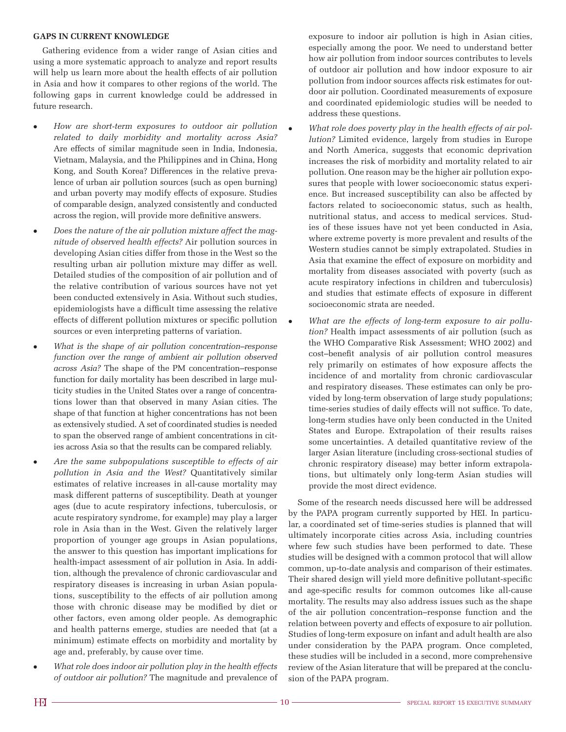## GAPS IN CURRENT KNOWLEDGE

Gathering evidence from a wider range of Asian cities and using a more systematic approach to analyze and report results will help us learn more about the health effects of air pollution in Asia and how it compares to other regions of the world. The following gaps in current knowledge could be addressed in future research.

- *How are short-term exposures to outdoor air pollution related to daily morbidity and mortality across Asia?* Are effects of similar magnitude seen in India, Indonesia, Vietnam, Malaysia, and the Philippines and in China, Hong Kong, and South Korea? Differences in the relative prevalence of urban air pollution sources (such as open burning) and urban poverty may modify effects of exposure. Studies of comparable design, analyzed consistently and conducted across the region, will provide more definitive answers.
- *Does the nature of the air pollution mixture affect the magnitude of observed health effects?* Air pollution sources in developing Asian cities differ from those in the West so the resulting urban air pollution mixture may differ as well. Detailed studies of the composition of air pollution and of the relative contribution of various sources have not yet been conducted extensively in Asia. Without such studies, epidemiologists have a difficult time assessing the relative effects of different pollution mixtures or specific pollution sources or even interpreting patterns of variation.
- *What is the shape of air pollution concentration–response function over the range of ambient air pollution observed across Asia?* The shape of the PM concentration–response function for daily mortality has been described in large multicity studies in the United States over a range of concentrations lower than that observed in many Asian cities. The shape of that function at higher concentrations has not been as extensively studied. A set of coordinated studies is needed to span the observed range of ambient concentrations in cities across Asia so that the results can be compared reliably.
- *Are the same subpopulations susceptible to effects of air pollution in Asia and the West?* Quantitatively similar estimates of relative increases in all-cause mortality may mask different patterns of susceptibility. Death at younger ages (due to acute respiratory infections, tuberculosis, or acute respiratory syndrome, for example) may play a larger role in Asia than in the West. Given the relatively larger proportion of younger age groups in Asian populations, the answer to this question has important implications for health-impact assessment of air pollution in Asia. In addition, although the prevalence of chronic cardiovascular and respiratory diseases is increasing in urban Asian populations, susceptibility to the effects of air pollution among those with chronic disease may be modified by diet or other factors, even among older people. As demographic and health patterns emerge, studies are needed that (at a minimum) estimate effects on morbidity and mortality by age and, preferably, by cause over time.
- *What role does indoor air pollution play in the health effects of outdoor air pollution?* The magnitude and prevalence of exposure to indoor air pollution is high in Asian cities, especially among the poor. We need to understand better how air pollution from indoor sources contributes to levels of outdoor air pollution and how indoor exposure to air pollution from indoor sources affects risk estimates for outdoor air pollution. Coordinated measurements of exposure and coordinated epidemiologic studies will be needed to address these questions.
- *What role does poverty play in the health effects of air pollution?* Limited evidence, largely from studies in Europe and North America, suggests that economic deprivation increases the risk of morbidity and mortality related to air pollution. One reason may be the higher air pollution exposures that people with lower socioeconomic status experience. But increased susceptibility can also be affected by factors related to socioeconomic status, such as health, nutritional status, and access to medical services. Studies of these issues have not yet been conducted in Asia, where extreme poverty is more prevalent and results of the Western studies cannot be simply extrapolated. Studies in Asia that examine the effect of exposure on morbidity and mortality from diseases associated with poverty (such as acute respiratory infections in children and tuberculosis) and studies that estimate effects of exposure in different socioeconomic strata are needed.
- *What are the effects of long-term exposure to air pollution?* Health impact assessments of air pollution (such as the WHO Comparative Risk Assessment; WHO 2002) and cost–benefit analysis of air pollution control measures rely primarily on estimates of how exposure affects the incidence of and mortality from chronic cardiovascular and respiratory diseases. These estimates can only be provided by long-term observation of large study populations; time-series studies of daily effects will not suffice. To date, long-term studies have only been conducted in the United States and Europe. Extrapolation of their results raises some uncertainties. A detailed quantitative review of the larger Asian literature (including cross-sectional studies of chronic respiratory disease) may better inform extrapolations, but ultimately only long-term Asian studies will provide the most direct evidence.

Some of the research needs discussed here will be addressed by the PAPA program currently supported by HEI. In particular, a coordinated set of time-series studies is planned that will ultimately incorporate cities across Asia, including countries where few such studies have been performed to date. These studies will be designed with a common protocol that will allow common, up-to-date analysis and comparison of their estimates. Their shared design will yield more definitive pollutant-specific and age-specific results for common outcomes like all-cause mortality. The results may also address issues such as the shape of the air pollution concentration–response function and the relation between poverty and effects of exposure to air pollution. Studies of long-term exposure on infant and adult health are also under consideration by the PAPA program. Once completed, these studies will be included in a second, more comprehensive review of the Asian literature that will be prepared at the conclusion of the PAPA program.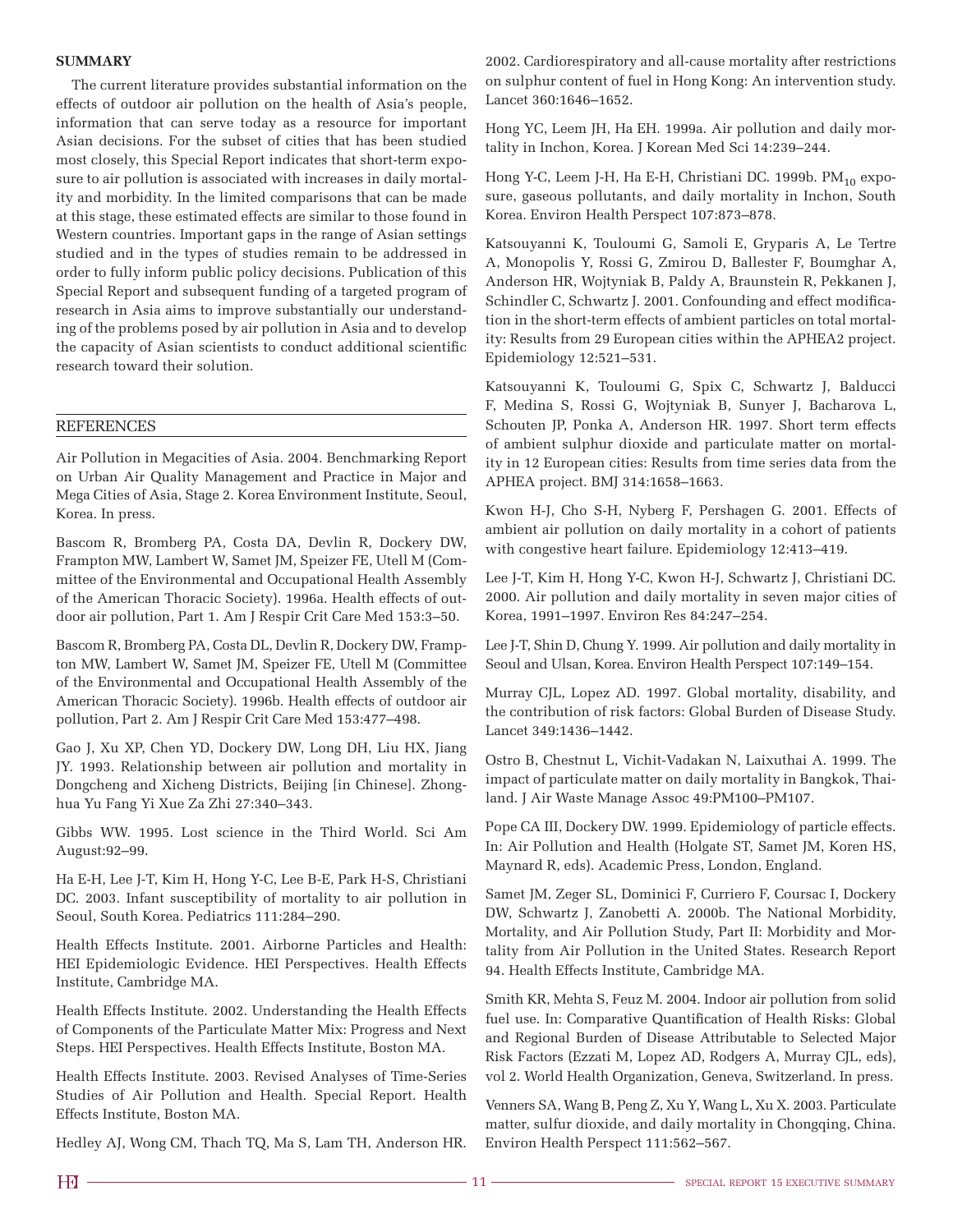## SUMMARY

The current literature provides substantial information on the effects of outdoor air pollution on the health of Asia's people, information that can serve today as a resource for important Asian decisions. For the subset of cities that has been studied most closely, this Special Report indicates that short-term exposure to air pollution is associated with increases in daily mortality and morbidity. In the limited comparisons that can be made at this stage, these estimated effects are similar to those found in Western countries. Important gaps in the range of Asian settings studied and in the types of studies remain to be addressed in order to fully inform public policy decisions. Publication of this Special Report and subsequent funding of a targeted program of research in Asia aims to improve substantially our understanding of the problems posed by air pollution in Asia and to develop the capacity of Asian scientists to conduct additional scientific research toward their solution.

## REFERENCES

Air Pollution in Megacities of Asia. 2004. Benchmarking Report on Urban Air Quality Management and Practice in Major and Mega Cities of Asia, Stage 2. Korea Environment Institute, Seoul, Korea. In press.

Bascom R, Bromberg PA, Costa DA, Devlin R, Dockery DW, Frampton MW, Lambert W, Samet JM, Speizer FE, Utell M (Committee of the Environmental and Occupational Health Assembly of the American Thoracic Society). 1996a. Health effects of outdoor air pollution, Part 1. Am J Respir Crit Care Med 153:3–50.

Bascom R, Bromberg PA, Costa DL, Devlin R, Dockery DW, Frampton MW, Lambert W, Samet JM, Speizer FE, Utell M (Committee of the Environmental and Occupational Health Assembly of the American Thoracic Society). 1996b. Health effects of outdoor air pollution, Part 2. Am J Respir Crit Care Med 153:477–498.

Gao J, Xu XP, Chen YD, Dockery DW, Long DH, Liu HX, Jiang JY. 1993. Relationship between air pollution and mortality in Dongcheng and Xicheng Districts, Beijing [in Chinese]. Zhonghua Yu Fang Yi Xue Za Zhi 27:340–343.

Gibbs WW. 1995. Lost science in the Third World. Sci Am August:92–99.

Ha E-H, Lee J-T, Kim H, Hong Y-C, Lee B-E, Park H-S, Christiani DC. 2003. Infant susceptibility of mortality to air pollution in Seoul, South Korea. Pediatrics 111:284–290.

Health Effects Institute. 2001. Airborne Particles and Health: HEI Epidemiologic Evidence. HEI Perspectives. Health Effects Institute, Cambridge MA.

Health Effects Institute. 2002. Understanding the Health Effects of Components of the Particulate Matter Mix: Progress and Next Steps. HEI Perspectives. Health Effects Institute, Boston MA.

Health Effects Institute. 2003. Revised Analyses of Time-Series Studies of Air Pollution and Health. Special Report. Health Effects Institute, Boston MA.

Hedley AJ, Wong CM, Thach TQ, Ma S, Lam TH, Anderson HR. 2002. Cardiorespiratory and all-cause mortality after restrictions on sulphur content of fuel in Hong Kong: An intervention study. Lancet 360:1646–1652.

Hong YC, Leem JH, Ha EH. 1999a. Air pollution and daily mortality in Inchon, Korea. J Korean Med Sci 14:239–244.

Hong Y-C, Leem J-H, Ha E-H, Christiani DC. 1999b. $PM_{10}$ exposure, gaseous pollutants, and daily mortality in Inchon, South Korea. Environ Health Perspect 107:873–878.

Katsouyanni K, Touloumi G, Samoli E, Gryparis A, Le Tertre A, Monopolis Y, Rossi G, Zmirou D, Ballester F, Boumghar A, Anderson HR, Wojtyniak B, Paldy A, Braunstein R, Pekkanen J, Schindler C, Schwartz J. 2001. Confounding and effect modification in the short-term effects of ambient particles on total mortality: Results from 29 European cities within the APHEA2 project. Epidemiology 12:521–531.

Katsouyanni K, Touloumi G, Spix C, Schwartz J, Balducci F, Medina S, Rossi G, Wojtyniak B, Sunyer J, Bacharova L, Schouten JP, Ponka A, Anderson HR. 1997. Short term effects of ambient sulphur dioxide and particulate matter on mortality in 12 European cities: Results from time series data from the APHEA project. BMJ 314:1658–1663.

Kwon H-J, Cho S-H, Nyberg F, Pershagen G. 2001. Effects of ambient air pollution on daily mortality in a cohort of patients with congestive heart failure. Epidemiology 12:413–419.

Lee J-T, Kim H, Hong Y-C, Kwon H-J, Schwartz J, Christiani DC. 2000. Air pollution and daily mortality in seven major cities of Korea, 1991–1997. Environ Res 84:247–254.

Lee J-T, Shin D, Chung Y. 1999. Air pollution and daily mortality in Seoul and Ulsan, Korea. Environ Health Perspect 107:149–154.

Murray CJL, Lopez AD. 1997. Global mortality, disability, and the contribution of risk factors: Global Burden of Disease Study. Lancet 349:1436–1442.

Ostro B, Chestnut L, Vichit-Vadakan N, Laixuthai A. 1999. The impact of particulate matter on daily mortality in Bangkok, Thailand. J Air Waste Manage Assoc 49:PM100–PM107.

Pope CA III, Dockery DW. 1999. Epidemiology of particle effects. In: Air Pollution and Health (Holgate ST, Samet JM, Koren HS, Maynard R, eds). Academic Press, London, England.

Samet JM, Zeger SL, Dominici F, Curriero F, Coursac I, Dockery DW, Schwartz J, Zanobetti A. 2000b. The National Morbidity, Mortality, and Air Pollution Study, Part II: Morbidity and Mortality from Air Pollution in the United States. Research Report 94. Health Effects Institute, Cambridge MA.

Smith KR, Mehta S, Feuz M. 2004. Indoor air pollution from solid fuel use. In: Comparative Quantification of Health Risks: Global and Regional Burden of Disease Attributable to Selected Major Risk Factors (Ezzati M, Lopez AD, Rodgers A, Murray CJL, eds), vol 2. World Health Organization, Geneva, Switzerland. In press.

Venners SA, Wang B, Peng Z, Xu Y, Wang L, Xu X. 2003. Particulate matter, sulfur dioxide, and daily mortality in Chongqing, China. Environ Health Perspect 111:562–567.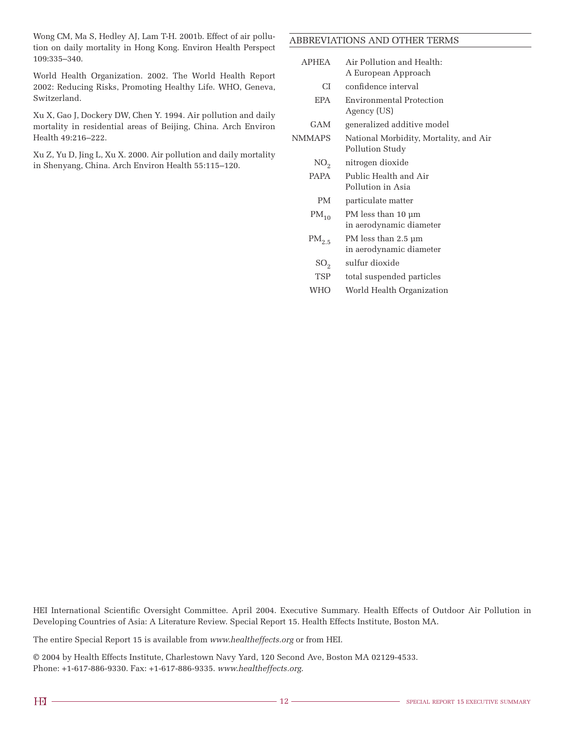Wong CM, Ma S, Hedley AJ, Lam T-H. 2001b. Effect of air pollution on daily mortality in Hong Kong. Environ Health Perspect 109:335–340.

World Health Organization. 2002. The World Health Report 2002: Reducing Risks, Promoting Healthy Life. WHO, Geneva, Switzerland.

Xu X, Gao J, Dockery DW, Chen Y. 1994. Air pollution and daily mortality in residential areas of Beijing, China. Arch Environ Health 49:216–222.

Xu Z, Yu D, Jing L, Xu X. 2000. Air pollution and daily mortality in Shenyang, China. Arch Environ Health 55:115–120.

## ABBREVIATIONS AND OTHER TERMS

| | |
|---|---|
| APHEA | Air Pollution and Health: A European Approach |
| CI | confidence interval |
| EPA | Environmental Protection Agency (US) |
| GAM | generalized additive model |
| NMMAPS | National Morbidity, Mortality, and Air Pollution Study |
| $NO_2$ | nitrogen dioxide |
| PAPA | Public Health and Air Pollution in Asia |
| PM | particulate matter |
| $PM_{10}$ | PM less than 10 µm in aerodynamic diameter |
| $PM_{2.5}$ | PM less than 2.5 µm in aerodynamic diameter |
| $SO_2$ | sulfur dioxide |
| TSP | total suspended particles |
| WHO | World Health Organization |

HEI International Scientific Oversight Committee. April 2004. Executive Summary. Health Effects of Outdoor Air Pollution in Developing Countries of Asia: A Literature Review. Special Report 15. Health Effects Institute, Boston MA.

The entire Special Report 15 is available from *www.healtheffects.org* or from HEI.

© 2004 by Health Effects Institute, Charlestown Navy Yard, 120 Second Ave, Boston MA 02129-4533.
Phone: +1-617-886-9330. Fax: +1-617-886-9335. *www.healtheffects.org.*